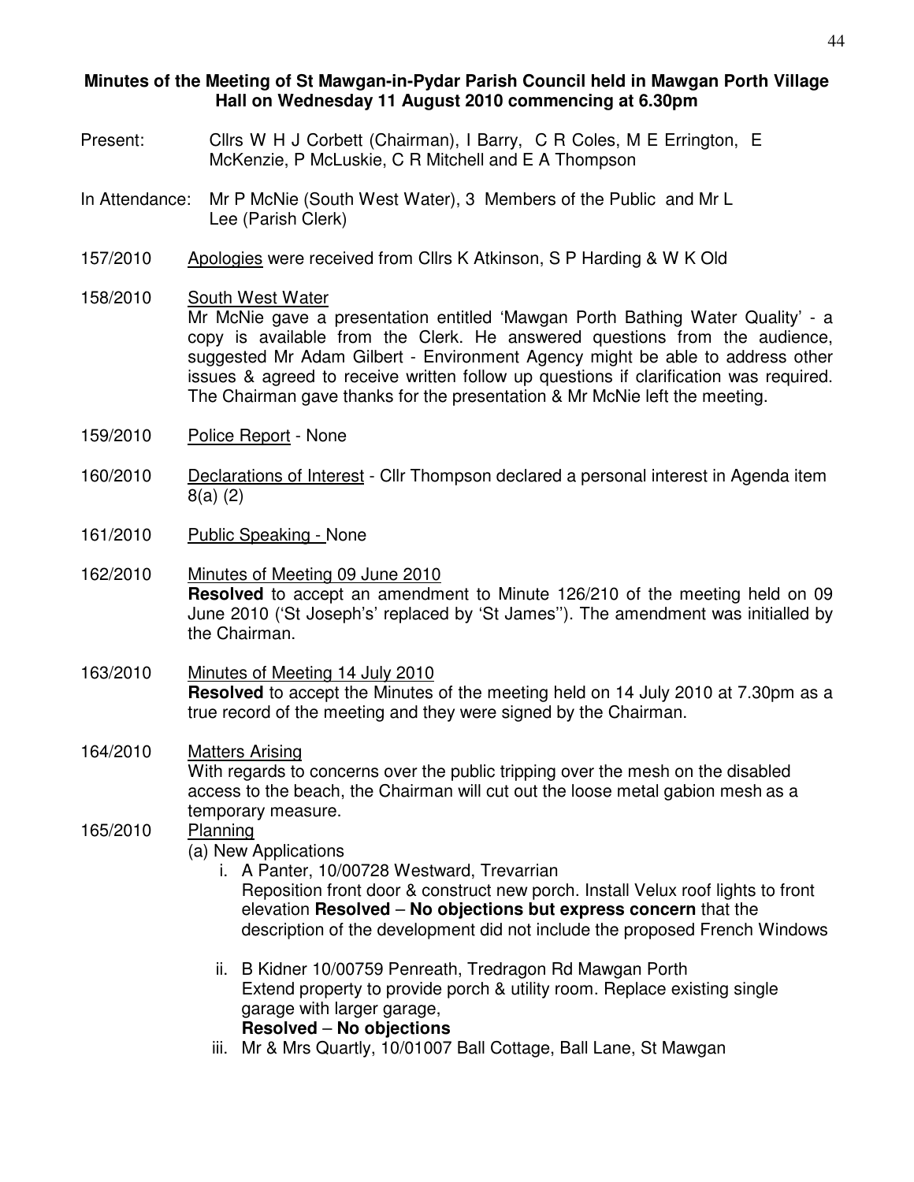**Minutes of the Meeting of St Mawgan-in-Pydar Parish Council held in Mawgan Porth Village Hall on Wednesday 11 August 2010 commencing at 6.30pm**

Present: Cllrs W H J Corbett (Chairman), I Barry, C R Coles, M E Errington, E McKenzie, P McLuskie, C R Mitchell and E A Thompson

In Attendance: Mr P McNie (South West Water), 3 Members of the Public and Mr L Lee (Parish Clerk)

157/2010 Apologies were received from Cllrs K Atkinson, S P Harding & W K Old

158/2010 South West Water
Mr McNie gave a presentation entitled 'Mawgan Porth Bathing Water Quality' - a copy is available from the Clerk. He answered questions from the audience, suggested Mr Adam Gilbert - Environment Agency might be able to address other issues & agreed to receive written follow up questions if clarification was required. The Chairman gave thanks for the presentation & Mr McNie left the meeting.

159/2010 Police Report - None

160/2010 Declarations of Interest - Cllr Thompson declared a personal interest in Agenda item 8(a) (2)

161/2010 Public Speaking - None

162/2010 Minutes of Meeting 09 June 2010
**Resolved** to accept an amendment to Minute 126/210 of the meeting held on 09 June 2010 ('St Joseph's' replaced by 'St James''). The amendment was initialled by the Chairman.

163/2010 Minutes of Meeting 14 July 2010
**Resolved** to accept the Minutes of the meeting held on 14 July 2010 at 7.30pm as a true record of the meeting and they were signed by the Chairman.

164/2010 Matters Arising
With regards to concerns over the public tripping over the mesh on the disabled access to the beach, the Chairman will cut out the loose metal gabion mesh as a temporary measure.

165/2010 Planning
(a) New Applications

i. A Panter, 10/00728 Westward, Trevarrian
Reposition front door & construct new porch. Install Velux roof lights to front elevation **Resolved** – **No objections but express concern** that the description of the development did not include the proposed French Windows

ii. B Kidner 10/00759 Penreath, Tredragon Rd Mawgan Porth
Extend property to provide porch & utility room. Replace existing single garage with larger garage,
**Resolved** – **No objections**

iii. Mr & Mrs Quartly, 10/01007 Ball Cottage, Ball Lane, St Mawgan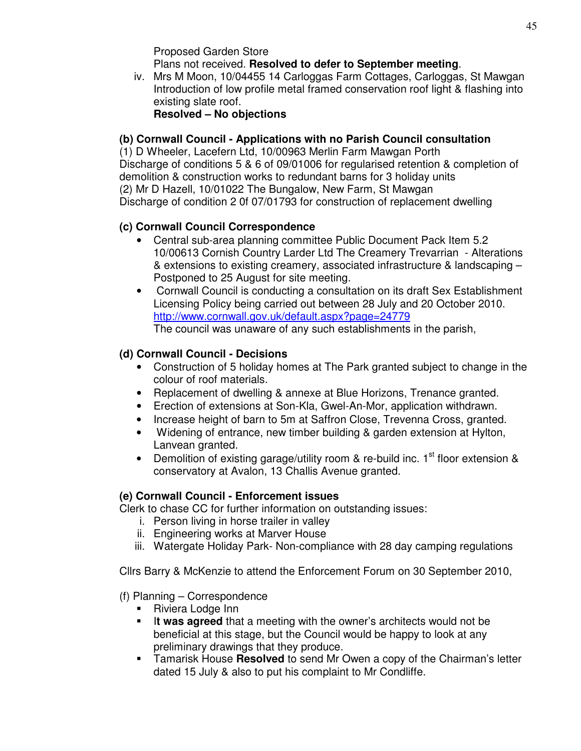Proposed Garden Store
Plans not received. **Resolved to defer to September meeting**.

iv. Mrs M Moon, 10/04455 14 Carloggas Farm Cottages, Carloggas, St Mawgan
Introduction of low profile metal framed conservation roof light & flashing into existing slate roof.
**Resolved – No objections**

**(b) Cornwall Council - Applications with no Parish Council consultation**
(1) D Wheeler, Lacefern Ltd, 10/00963 Merlin Farm Mawgan Porth
Discharge of conditions 5 & 6 of 09/01006 for regularised retention & completion of demolition & construction works to redundant barns for 3 holiday units
(2) Mr D Hazell, 10/01022 The Bungalow, New Farm, St Mawgan
Discharge of condition 2 0f 07/01793 for construction of replacement dwelling

**(c) Cornwall Council Correspondence**

- Central sub-area planning committee Public Document Pack Item 5.2 10/00613 Cornish Country Larder Ltd The Creamery Trevarrian - Alterations & extensions to existing creamery, associated infrastructure & landscaping – Postponed to 25 August for site meeting.
- Cornwall Council is conducting a consultation on its draft Sex Establishment Licensing Policy being carried out between 28 July and 20 October 2010. http://www.cornwall.gov.uk/default.aspx?page=24779
The council was unaware of any such establishments in the parish,

**(d) Cornwall Council - Decisions**

- Construction of 5 holiday homes at The Park granted subject to change in the colour of roof materials.
- Replacement of dwelling & annexe at Blue Horizons, Trenance granted.
- Erection of extensions at Son-Kla, Gwel-An-Mor, application withdrawn.
- Increase height of barn to 5m at Saffron Close, Trevenna Cross, granted.
- Widening of entrance, new timber building & garden extension at Hylton, Lanvean granted.
- Demolition of existing garage/utility room & re-build inc. 1st floor extension & conservatory at Avalon, 13 Challis Avenue granted.

**(e) Cornwall Council - Enforcement issues**
Clerk to chase CC for further information on outstanding issues:

i. Person living in horse trailer in valley
ii. Engineering works at Marver House
iii. Watergate Holiday Park- Non-compliance with 28 day camping regulations

Cllrs Barry & McKenzie to attend the Enforcement Forum on 30 September 2010,

(f) Planning – Correspondence

- Riviera Lodge Inn
- I**t was agreed** that a meeting with the owner's architects would not be beneficial at this stage, but the Council would be happy to look at any preliminary drawings that they produce.
- Tamarisk House **Resolved** to send Mr Owen a copy of the Chairman's letter dated 15 July & also to put his complaint to Mr Condliffe.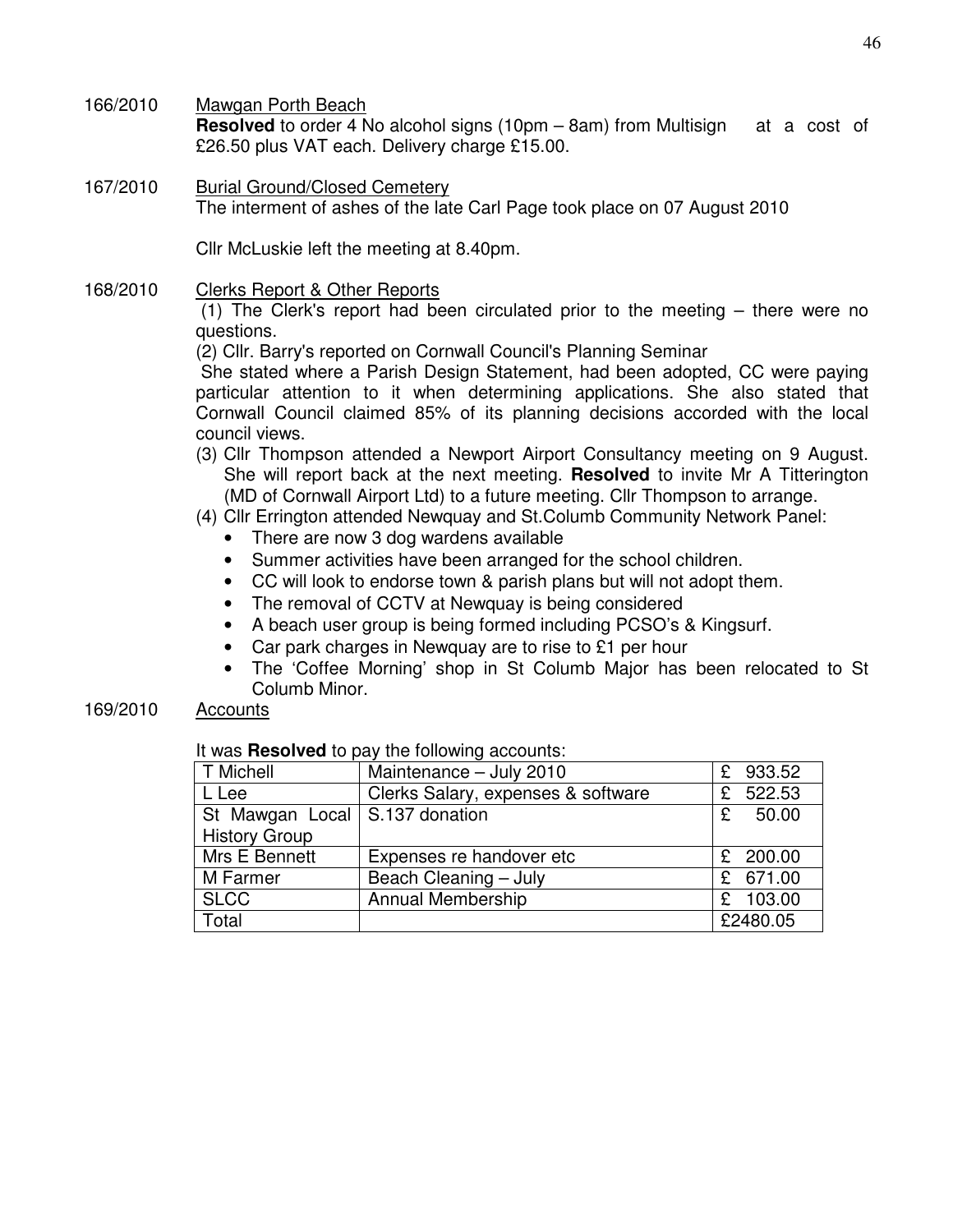166/2010 Mawgan Porth Beach

**Resolved** to order 4 No alcohol signs (10pm – 8am) from Multisign at a cost of £26.50 plus VAT each. Delivery charge £15.00.

167/2010 Burial Ground/Closed Cemetery

The interment of ashes of the late Carl Page took place on 07 August 2010

Cllr McLuskie left the meeting at 8.40pm.

168/2010 Clerks Report & Other Reports

(1) The Clerk's report had been circulated prior to the meeting – there were no questions.

(2) Cllr. Barry's reported on Cornwall Council's Planning Seminar

She stated where a Parish Design Statement, had been adopted, CC were paying particular attention to it when determining applications. She also stated that Cornwall Council claimed 85% of its planning decisions accorded with the local council views.

(3) Cllr Thompson attended a Newport Airport Consultancy meeting on 9 August. She will report back at the next meeting. **Resolved** to invite Mr A Titterington (MD of Cornwall Airport Ltd) to a future meeting. Cllr Thompson to arrange.

(4) Cllr Errington attended Newquay and St.Columb Community Network Panel:

- There are now 3 dog wardens available
- Summer activities have been arranged for the school children.
- CC will look to endorse town & parish plans but will not adopt them.
- The removal of CCTV at Newquay is being considered
- A beach user group is being formed including PCSO's & Kingsurf.
- Car park charges in Newquay are to rise to £1 per hour
- The 'Coffee Morning' shop in St Columb Major has been relocated to St Columb Minor.

169/2010 Accounts

It was **Resolved** to pay the following accounts:

| T Michell | Maintenance – July 2010 | £ 933.52 |
|---|---|---|
| L Lee | Clerks Salary, expenses & software | £ 522.53 |
| St Mawgan Local History Group | S.137 donation | £ 50.00 |
| Mrs E Bennett | Expenses re handover etc | £ 200.00 |
| M Farmer | Beach Cleaning – July | £ 671.00 |
| SLCC | Annual Membership | £ 103.00 |
| Total | | £2480.05 |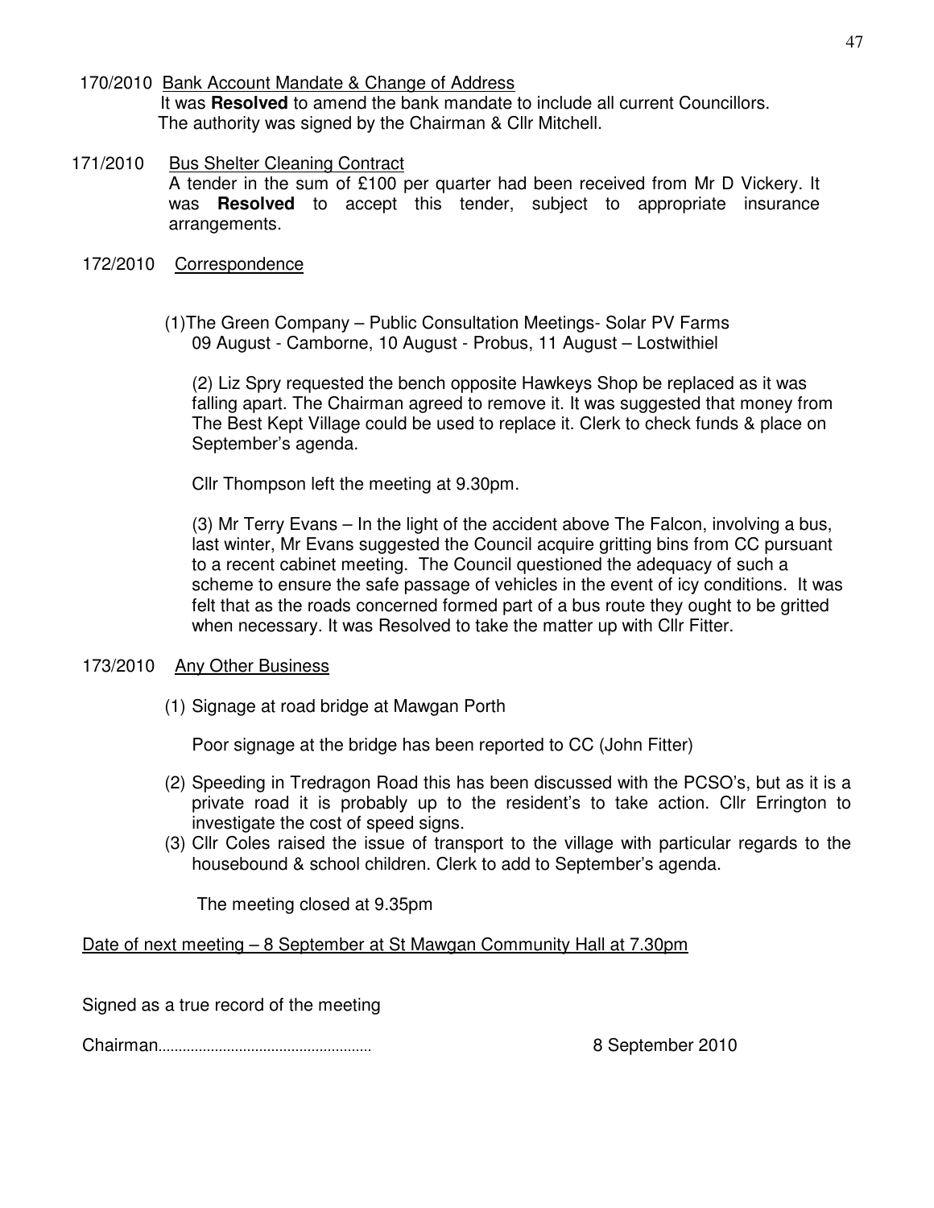170/2010 Bank Account Mandate & Change of Address

It was **Resolved** to amend the bank mandate to include all current Councillors. The authority was signed by the Chairman & Cllr Mitchell.

171/2010 Bus Shelter Cleaning Contract

A tender in the sum of £100 per quarter had been received from Mr D Vickery. It was **Resolved** to accept this tender, subject to appropriate insurance arrangements.

172/2010 Correspondence

(1)The Green Company – Public Consultation Meetings- Solar PV Farms
09 August - Camborne, 10 August - Probus, 11 August – Lostwithiel

(2) Liz Spry requested the bench opposite Hawkeys Shop be replaced as it was falling apart. The Chairman agreed to remove it. It was suggested that money from The Best Kept Village could be used to replace it. Clerk to check funds & place on September's agenda.

Cllr Thompson left the meeting at 9.30pm.

(3) Mr Terry Evans – In the light of the accident above The Falcon, involving a bus, last winter, Mr Evans suggested the Council acquire gritting bins from CC pursuant to a recent cabinet meeting. The Council questioned the adequacy of such a scheme to ensure the safe passage of vehicles in the event of icy conditions. It was felt that as the roads concerned formed part of a bus route they ought to be gritted when necessary. It was Resolved to take the matter up with Cllr Fitter.

173/2010 Any Other Business

(1) Signage at road bridge at Mawgan Porth

Poor signage at the bridge has been reported to CC (John Fitter)

(2) Speeding in Tredragon Road this has been discussed with the PCSO's, but as it is a private road it is probably up to the resident's to take action. Cllr Errington to investigate the cost of speed signs.
(3) Cllr Coles raised the issue of transport to the village with particular regards to the housebound & school children. Clerk to add to September's agenda.

The meeting closed at 9.35pm

Date of next meeting – 8 September at St Mawgan Community Hall at 7.30pm

Signed as a true record of the meeting

Chairman.................................................... 8 September 2010